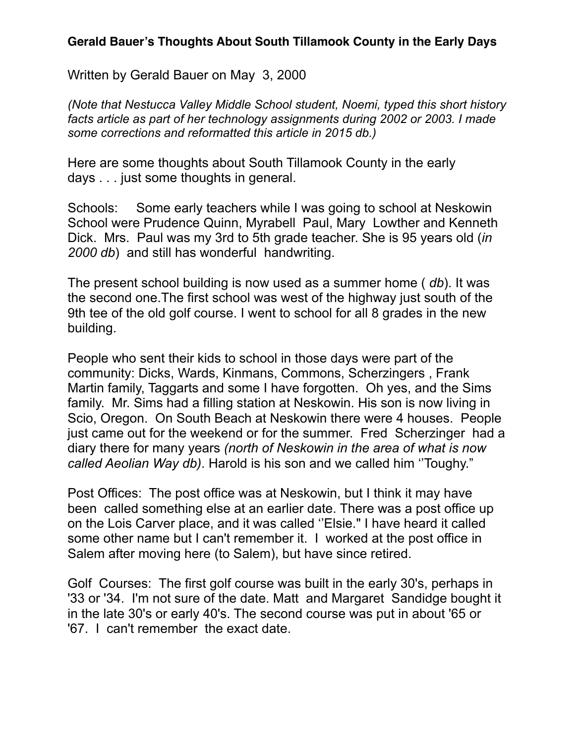**Gerald Bauer's Thoughts About South Tillamook County in the Early Days**

Written by Gerald Bauer on May 3, 2000

*(Note that Nestucca Valley Middle School student, Noemi, typed this short history facts article as part of her technology assignments during 2002 or 2003. I made some corrections and reformatted this article in 2015 db.)*

Here are some thoughts about South Tillamook County in the early days . . . just some thoughts in general.

Schools: Some early teachers while I was going to school at Neskowin School were Prudence Quinn, Myrabell Paul, Mary Lowther and Kenneth Dick. Mrs. Paul was my 3rd to 5th grade teacher. She is 95 years old (*in 2000 db*) and still has wonderful handwriting.

The present school building is now used as a summer home ( *db*). It was the second one.The first school was west of the highway just south of the 9th tee of the old golf course. I went to school for all 8 grades in the new building.

People who sent their kids to school in those days were part of the community: Dicks, Wards, Kinmans, Commons, Scherzingers , Frank Martin family, Taggarts and some I have forgotten. Oh yes, and the Sims family. Mr. Sims had a filling station at Neskowin. His son is now living in Scio, Oregon. On South Beach at Neskowin there were 4 houses. People just came out for the weekend or for the summer. Fred Scherzinger had a diary there for many years *(north of Neskowin in the area of what is now called Aeolian Way db)*. Harold is his son and we called him ''Toughy."

Post Offices: The post office was at Neskowin, but I think it may have been called something else at an earlier date. There was a post office up on the Lois Carver place, and it was called ''Elsie." I have heard it called some other name but I can't remember it. I worked at the post office in Salem after moving here (to Salem), but have since retired.

Golf Courses: The first golf course was built in the early 30's, perhaps in '33 or '34. I'm not sure of the date. Matt and Margaret Sandidge bought it in the late 30's or early 40's. The second course was put in about '65 or '67. I can't remember the exact date.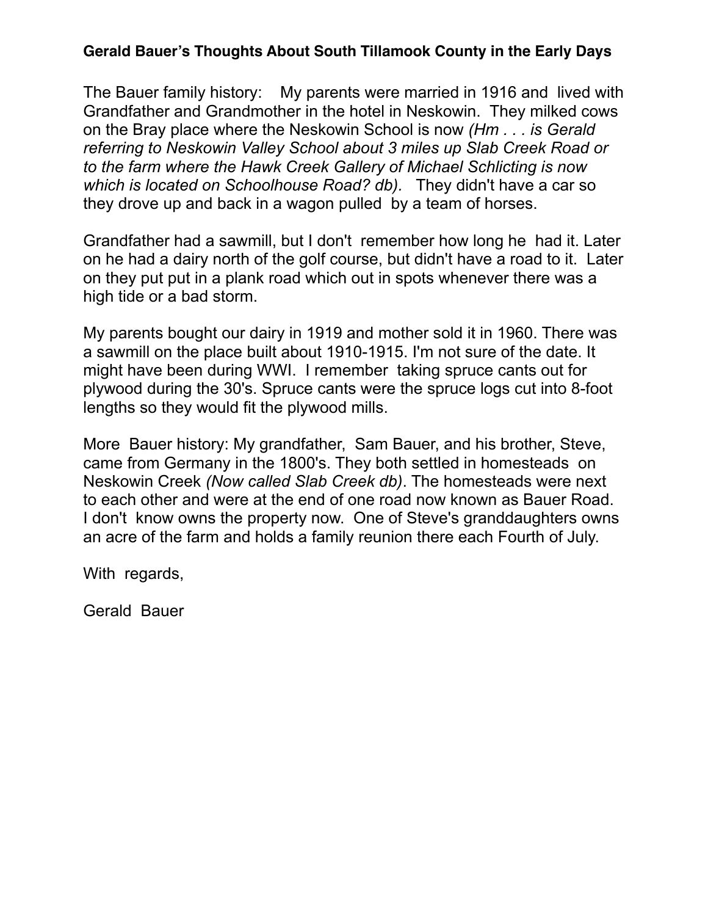**Gerald Bauer's Thoughts About South Tillamook County in the Early Days**

The Bauer family history: My parents were married in 1916 and lived with Grandfather and Grandmother in the hotel in Neskowin. They milked cows on the Bray place where the Neskowin School is now *(Hm . . . is Gerald referring to Neskowin Valley School about 3 miles up Slab Creek Road or to the farm where the Hawk Creek Gallery of Michael Schlicting is now which is located on Schoolhouse Road? db).* They didn't have a car so they drove up and back in a wagon pulled by a team of horses.

Grandfather had a sawmill, but I don't remember how long he had it. Later on he had a dairy north of the golf course, but didn't have a road to it. Later on they put put in a plank road which out in spots whenever there was a high tide or a bad storm.

My parents bought our dairy in 1919 and mother sold it in 1960. There was a sawmill on the place built about 1910-1915. I'm not sure of the date. It might have been during WWI. I remember taking spruce cants out for plywood during the 30's. Spruce cants were the spruce logs cut into 8-foot lengths so they would fit the plywood mills.

More Bauer history: My grandfather, Sam Bauer, and his brother, Steve, came from Germany in the 1800's. They both settled in homesteads on Neskowin Creek *(Now called Slab Creek db)*. The homesteads were next to each other and were at the end of one road now known as Bauer Road. I don't know owns the property now. One of Steve's granddaughters owns an acre of the farm and holds a family reunion there each Fourth of July.

With regards,

Gerald Bauer